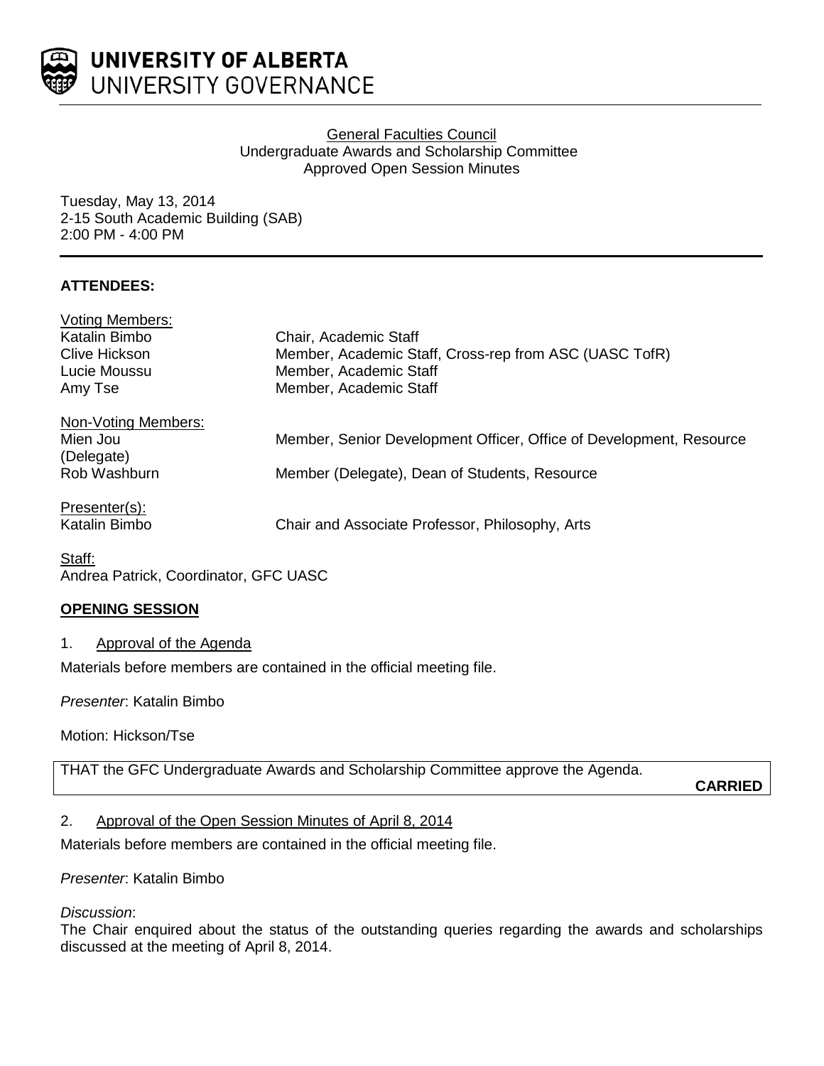**UNIVERSITY OF ALBERTA**
UNIVERSITY GOVERNANCE

General Faculties Council
Undergraduate Awards and Scholarship Committee
Approved Open Session Minutes

Tuesday, May 13, 2014
2-15 South Academic Building (SAB)
2:00 PM - 4:00 PM

**ATTENDEES:**

Voting Members:

| | |
|---|---|
| Katalin Bimbo | Chair, Academic Staff |
| Clive Hickson | Member, Academic Staff, Cross-rep from ASC (UASC TofR) |
| Lucie Moussu | Member, Academic Staff |
| Amy Tse | Member, Academic Staff |

Non-Voting Members:

| | |
|---|---|
| Mien Jou (Delegate) | Member, Senior Development Officer, Office of Development, Resource |
| Rob Washburn | Member (Delegate), Dean of Students, Resource |

Presenter(s):

| | |
|---|---|
| Katalin Bimbo | Chair and Associate Professor, Philosophy, Arts |

Staff:
Andrea Patrick, Coordinator, GFC UASC

**OPENING SESSION**

1. Approval of the Agenda

Materials before members are contained in the official meeting file.

*Presenter*: Katalin Bimbo

Motion: Hickson/Tse

THAT the GFC Undergraduate Awards and Scholarship Committee approve the Agenda.

**CARRIED**

2. Approval of the Open Session Minutes of April 8, 2014

Materials before members are contained in the official meeting file.

*Presenter*: Katalin Bimbo

*Discussion*:
The Chair enquired about the status of the outstanding queries regarding the awards and scholarships discussed at the meeting of April 8, 2014.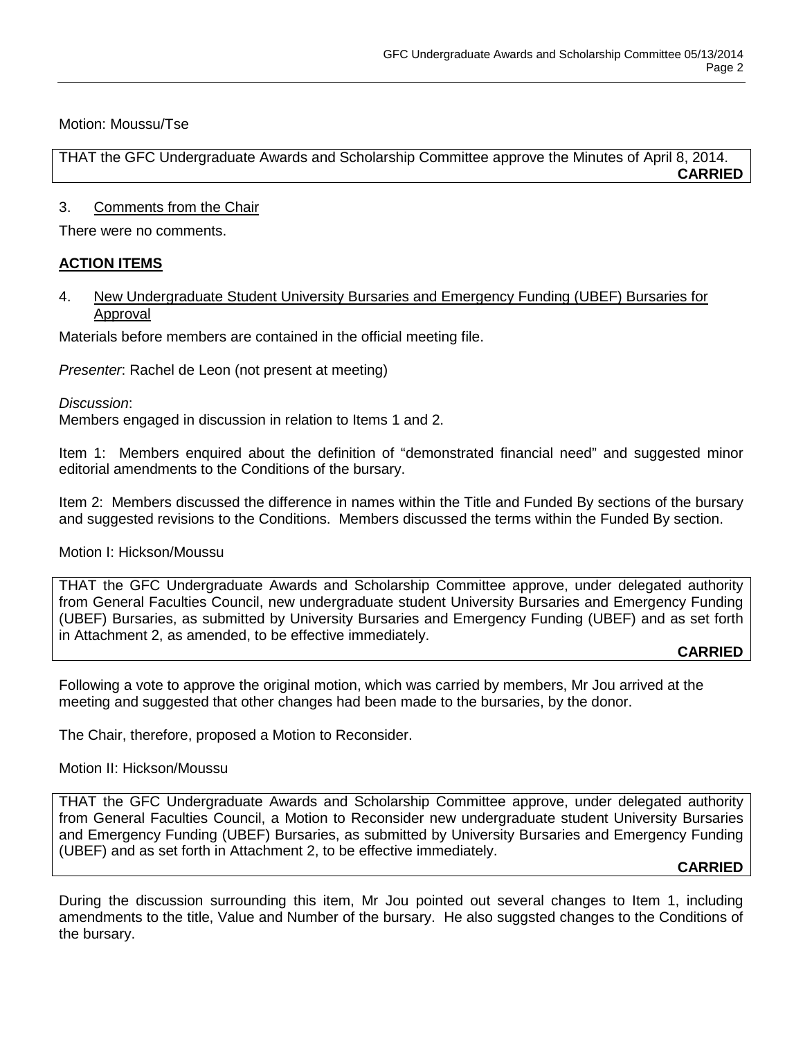Motion: Moussu/Tse

THAT the GFC Undergraduate Awards and Scholarship Committee approve the Minutes of April 8, 2014.

**CARRIED**

3. Comments from the Chair

There were no comments.

**ACTION ITEMS**

4. New Undergraduate Student University Bursaries and Emergency Funding (UBEF) Bursaries for Approval

Materials before members are contained in the official meeting file.

*Presenter*: Rachel de Leon (not present at meeting)

*Discussion*:
Members engaged in discussion in relation to Items 1 and 2.

Item 1: Members enquired about the definition of "demonstrated financial need" and suggested minor editorial amendments to the Conditions of the bursary.

Item 2: Members discussed the difference in names within the Title and Funded By sections of the bursary and suggested revisions to the Conditions. Members discussed the terms within the Funded By section.

Motion I: Hickson/Moussu

THAT the GFC Undergraduate Awards and Scholarship Committee approve, under delegated authority from General Faculties Council, new undergraduate student University Bursaries and Emergency Funding (UBEF) Bursaries, as submitted by University Bursaries and Emergency Funding (UBEF) and as set forth in Attachment 2, as amended, to be effective immediately.

**CARRIED**

Following a vote to approve the original motion, which was carried by members, Mr Jou arrived at the meeting and suggested that other changes had been made to the bursaries, by the donor.

The Chair, therefore, proposed a Motion to Reconsider.

Motion II: Hickson/Moussu

THAT the GFC Undergraduate Awards and Scholarship Committee approve, under delegated authority from General Faculties Council, a Motion to Reconsider new undergraduate student University Bursaries and Emergency Funding (UBEF) Bursaries, as submitted by University Bursaries and Emergency Funding (UBEF) and as set forth in Attachment 2, to be effective immediately.

**CARRIED**

During the discussion surrounding this item, Mr Jou pointed out several changes to Item 1, including amendments to the title, Value and Number of the bursary. He also suggsted changes to the Conditions of the bursary.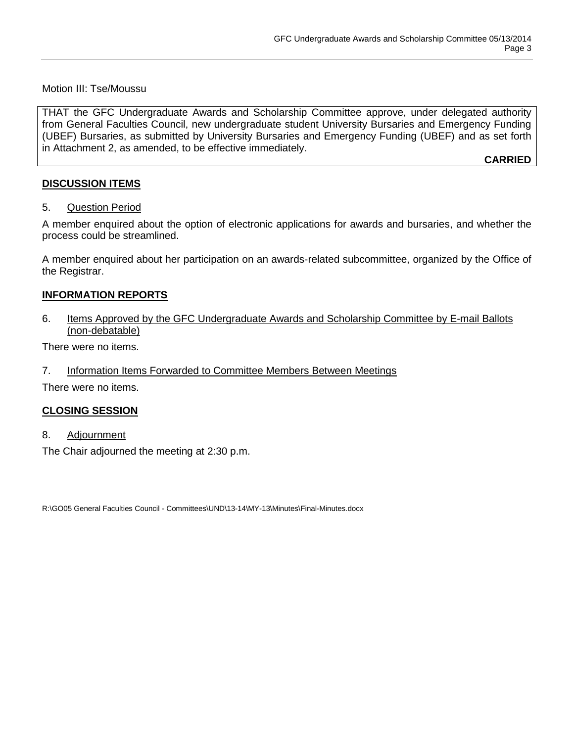Motion III: Tse/Moussu

THAT the GFC Undergraduate Awards and Scholarship Committee approve, under delegated authority from General Faculties Council, new undergraduate student University Bursaries and Emergency Funding (UBEF) Bursaries, as submitted by University Bursaries and Emergency Funding (UBEF) and as set forth in Attachment 2, as amended, to be effective immediately.

**CARRIED**

## DISCUSSION ITEMS

5. Question Period

A member enquired about the option of electronic applications for awards and bursaries, and whether the process could be streamlined.

A member enquired about her participation on an awards-related subcommittee, organized by the Office of the Registrar.

## INFORMATION REPORTS

6. Items Approved by the GFC Undergraduate Awards and Scholarship Committee by E-mail Ballots (non-debatable)

There were no items.

7. Information Items Forwarded to Committee Members Between Meetings

There were no items.

## CLOSING SESSION

8. Adjournment

The Chair adjourned the meeting at 2:30 p.m.

R:\GO05 General Faculties Council - Committees\UND\13-14\MY-13\Minutes\Final-Minutes.docx